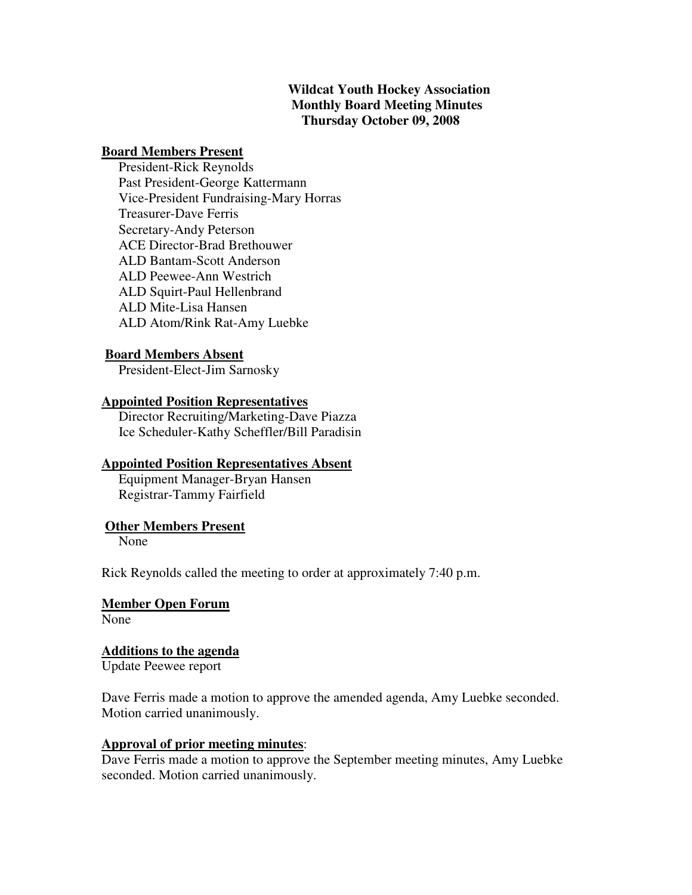**Wildcat Youth Hockey Association**
**Monthly Board Meeting Minutes**
**Thursday October 09, 2008**

**Board Members Present**

President-Rick Reynolds
Past President-George Kattermann
Vice-President Fundraising-Mary Horras
Treasurer-Dave Ferris
Secretary-Andy Peterson
ACE Director-Brad Brethouwer
ALD Bantam-Scott Anderson
ALD Peewee-Ann Westrich
ALD Squirt-Paul Hellenbrand
ALD Mite-Lisa Hansen
ALD Atom/Rink Rat-Amy Luebke

**Board Members Absent**

President-Elect-Jim Sarnosky

**Appointed Position Representatives**

Director Recruiting/Marketing-Dave Piazza
Ice Scheduler-Kathy Scheffler/Bill Paradisin

**Appointed Position Representatives Absent**

Equipment Manager-Bryan Hansen
Registrar-Tammy Fairfield

**Other Members Present**

None

Rick Reynolds called the meeting to order at approximately 7:40 p.m.

**Member Open Forum**

None

**Additions to the agenda**

Update Peewee report

Dave Ferris made a motion to approve the amended agenda, Amy Luebke seconded. Motion carried unanimously.

**Approval of prior meeting minutes**:

Dave Ferris made a motion to approve the September meeting minutes, Amy Luebke seconded. Motion carried unanimously.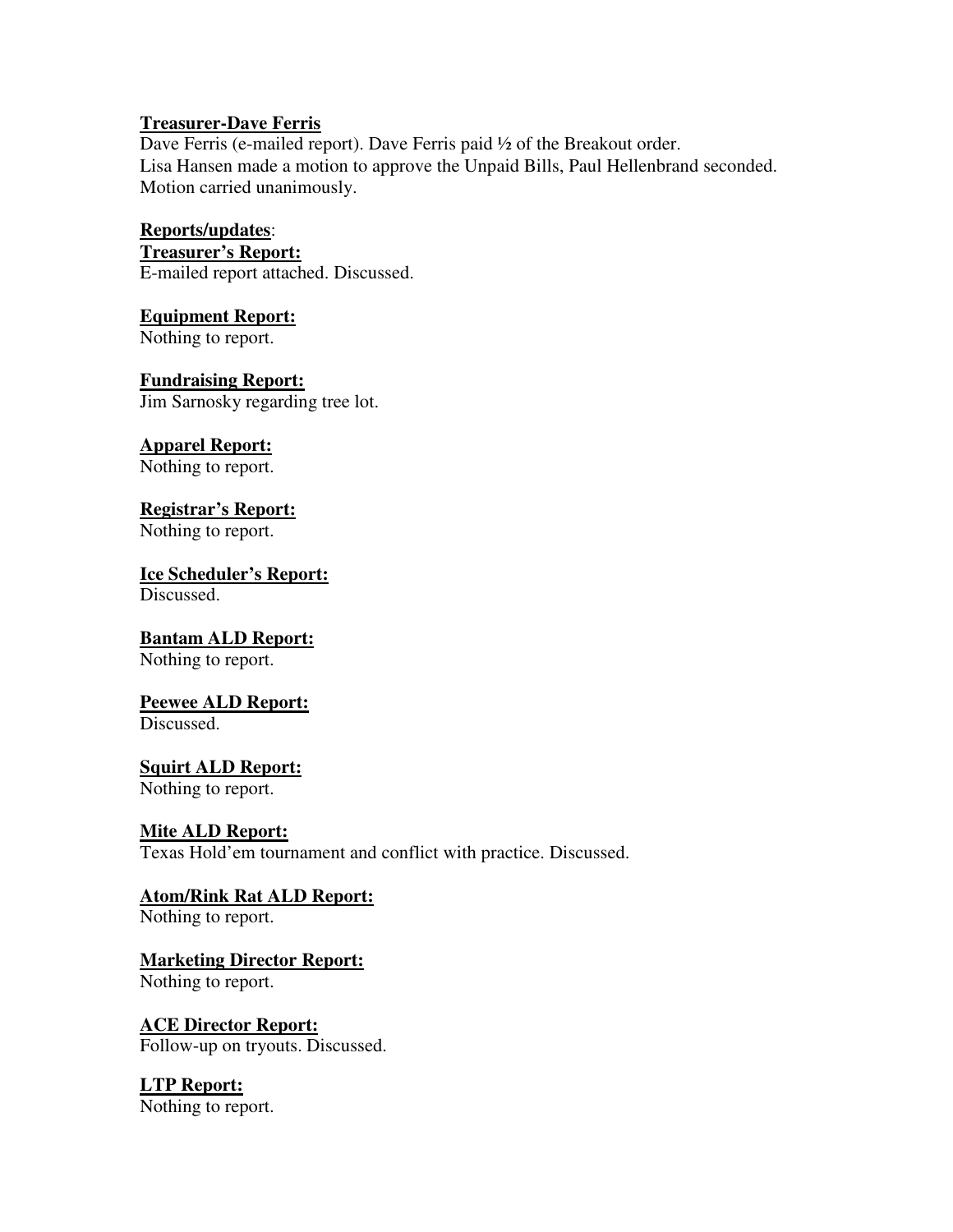**Treasurer-Dave Ferris**

Dave Ferris (e-mailed report). Dave Ferris paid ½ of the Breakout order.
Lisa Hansen made a motion to approve the Unpaid Bills, Paul Hellenbrand seconded.
Motion carried unanimously.

**Reports/updates**:

**Treasurer's Report:**
E-mailed report attached. Discussed.

**Equipment Report:**
Nothing to report.

**Fundraising Report:**
Jim Sarnosky regarding tree lot.

**Apparel Report:**
Nothing to report.

**Registrar's Report:**
Nothing to report.

**Ice Scheduler's Report:**
Discussed.

**Bantam ALD Report:**
Nothing to report.

**Peewee ALD Report:**
Discussed.

**Squirt ALD Report:**
Nothing to report.

**Mite ALD Report:**
Texas Hold'em tournament and conflict with practice. Discussed.

**Atom/Rink Rat ALD Report:**
Nothing to report.

**Marketing Director Report:**
Nothing to report.

**ACE Director Report:**
Follow-up on tryouts. Discussed.

**LTP Report:**
Nothing to report.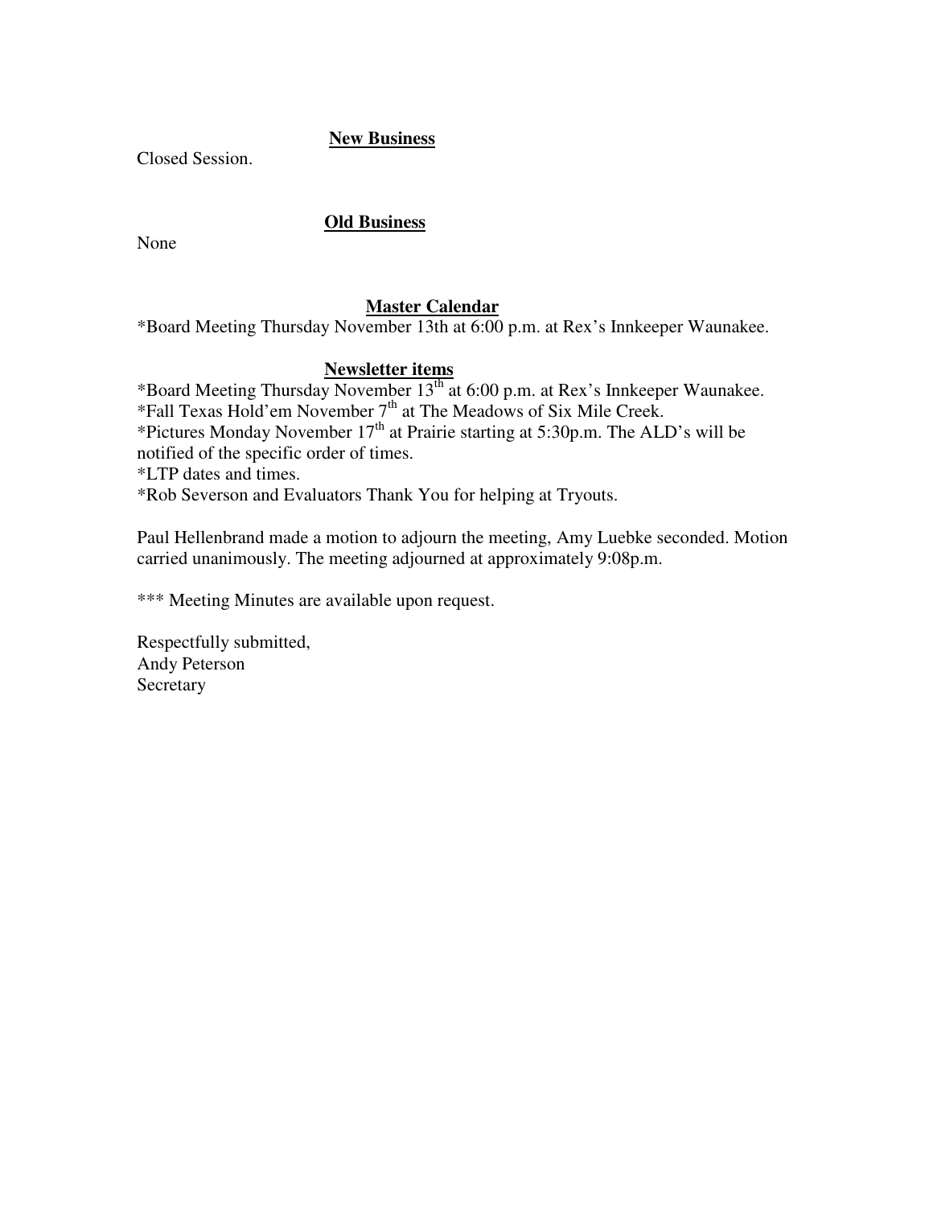## New Business

Closed Session.

## Old Business

None

## Master Calendar

*Board Meeting Thursday November 13th at 6:00 p.m. at Rex's Innkeeper Waunakee.

## Newsletter items

*Board Meeting Thursday November 13th at 6:00 p.m. at Rex's Innkeeper Waunakee.
*Fall Texas Hold'em November 7th at The Meadows of Six Mile Creek.
*Pictures Monday November 17th at Prairie starting at 5:30p.m. The ALD's will be notified of the specific order of times.
*LTP dates and times.
*Rob Severson and Evaluators Thank You for helping at Tryouts.

Paul Hellenbrand made a motion to adjourn the meeting, Amy Luebke seconded. Motion carried unanimously. The meeting adjourned at approximately 9:08p.m.

*** Meeting Minutes are available upon request.

Respectfully submitted,
Andy Peterson
Secretary